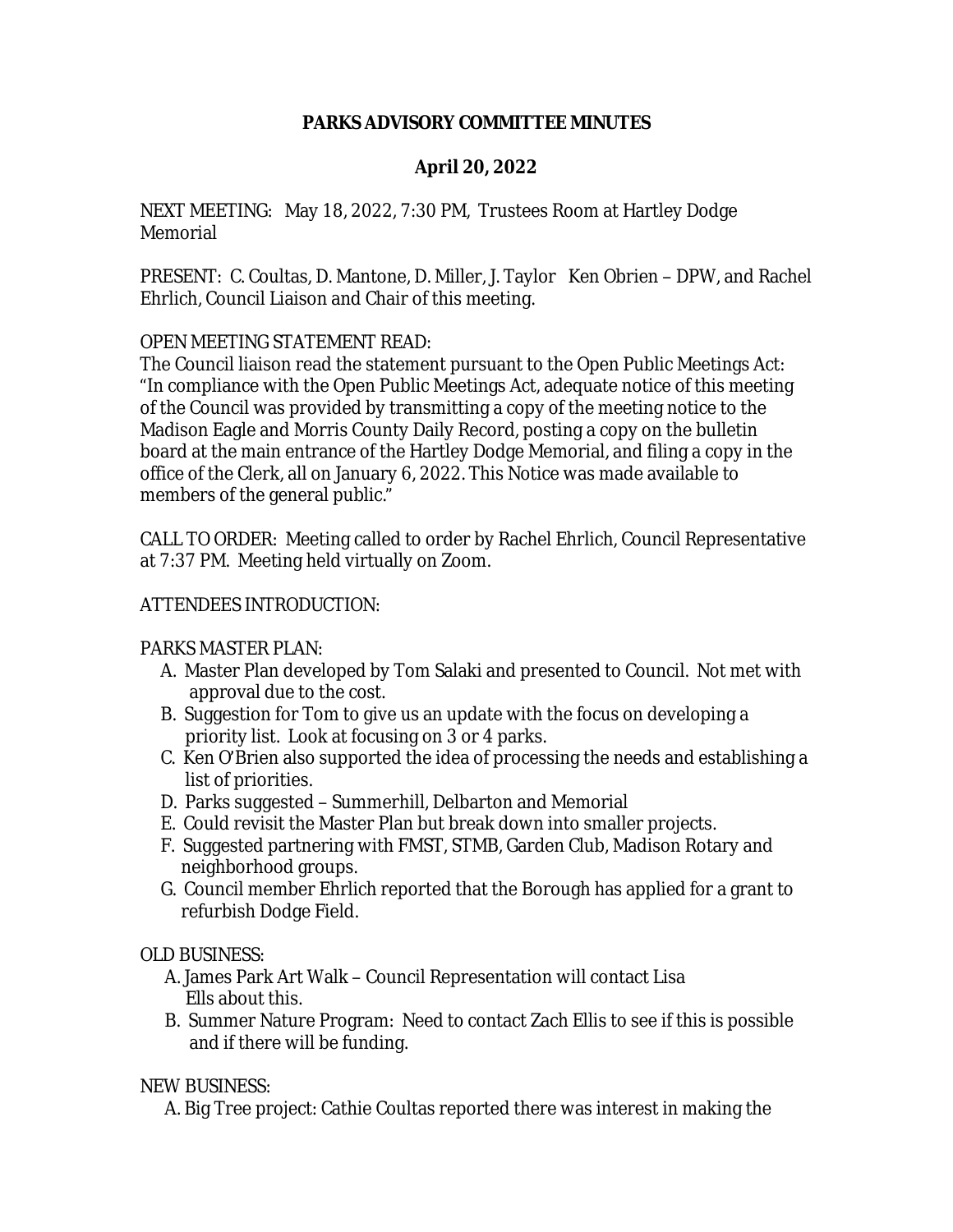# PARKS ADVISORY COMMITTEE MINUTES

## April 20, 2022

NEXT MEETING: May 18, 2022, 7:30 PM, Trustees Room at Hartley Dodge Memorial

PRESENT: C. Coultas, D. Mantone, D. Miller, J. Taylor Ken Obrien – DPW, and Rachel Ehrlich, Council Liaison and Chair of this meeting.

OPEN MEETING STATEMENT READ:
The Council liaison read the statement pursuant to the Open Public Meetings Act: "In compliance with the Open Public Meetings Act, adequate notice of this meeting of the Council was provided by transmitting a copy of the meeting notice to the Madison Eagle and Morris County Daily Record, posting a copy on the bulletin board at the main entrance of the Hartley Dodge Memorial, and filing a copy in the office of the Clerk, all on January 6, 2022. This Notice was made available to members of the general public."

CALL TO ORDER: Meeting called to order by Rachel Ehrlich, Council Representative at 7:37 PM. Meeting held virtually on Zoom.

ATTENDEES INTRODUCTION:

PARKS MASTER PLAN:

A. Master Plan developed by Tom Salaki and presented to Council. Not met with approval due to the cost.
B. Suggestion for Tom to give us an update with the focus on developing a priority list. Look at focusing on 3 or 4 parks.
C. Ken O'Brien also supported the idea of processing the needs and establishing a list of priorities.
D. Parks suggested – Summerhill, Delbarton and Memorial
E. Could revisit the Master Plan but break down into smaller projects.
F. Suggested partnering with FMST, STMB, Garden Club, Madison Rotary and neighborhood groups.
G. Council member Ehrlich reported that the Borough has applied for a grant to refurbish Dodge Field.

OLD BUSINESS:

A. James Park Art Walk – Council Representation will contact Lisa Ells about this.
B. Summer Nature Program: Need to contact Zach Ellis to see if this is possible and if there will be funding.

NEW BUSINESS:

A. Big Tree project: Cathie Coultas reported there was interest in making the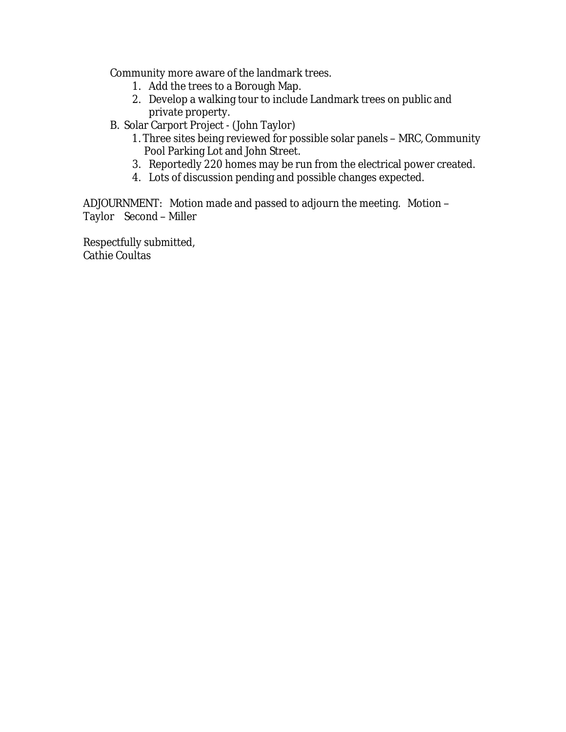Community more aware of the landmark trees.

1. Add the trees to a Borough Map.
2. Develop a walking tour to include Landmark trees on public and private property.

B. Solar Carport Project - (John Taylor)

1. Three sites being reviewed for possible solar panels – MRC, Community Pool Parking Lot and John Street.
3. Reportedly 220 homes may be run from the electrical power created.
4. Lots of discussion pending and possible changes expected.

ADJOURNMENT: Motion made and passed to adjourn the meeting. Motion – Taylor Second – Miller

Respectfully submitted,
Cathie Coultas